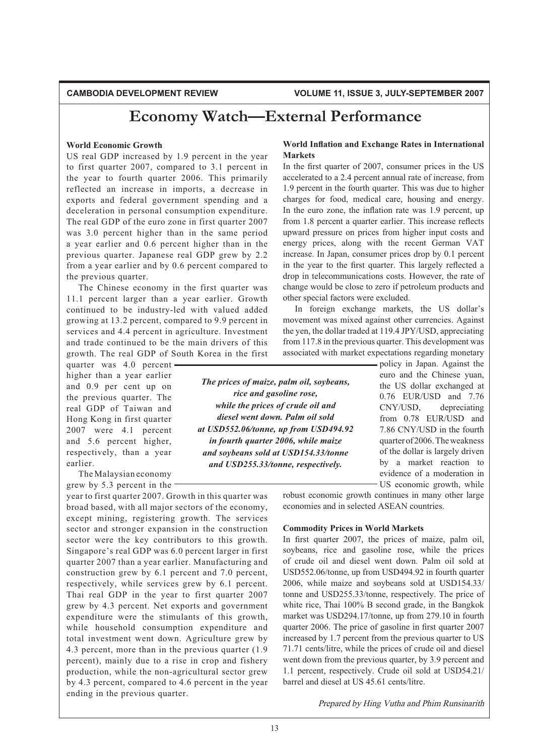// Economy Watch—External Performance

**World Economic Growth**

US real GDP increased by 1.9 percent in the year to first quarter 2007, compared to 3.1 percent in the year to fourth quarter 2006. This primarily reflected an increase in imports, a decrease in exports and federal government spending and a deceleration in personal consumption expenditure. The real GDP of the euro zone in first quarter 2007 was 3.0 percent higher than in the same period a year earlier and 0.6 percent higher than in the previous quarter. Japanese real GDP grew by 2.2 from a year earlier and by 0.6 percent compared to the previous quarter.

The Chinese economy in the first quarter was 11.1 percent larger than a year earlier. Growth continued to be industry-led with valued added growing at 13.2 percent, compared to 9.9 percent in services and 4.4 percent in agriculture. Investment and trade continued to be the main drivers of this growth. The real GDP of South Korea in the first quarter was 4.0 percent higher than a year earlier and 0.9 per cent up on the previous quarter. The real GDP of Taiwan and Hong Kong in first quarter 2007 were 4.1 percent and 5.6 percent higher, respectively, than a year earlier.

The Malaysian economy grew by 5.3 percent in the year to first quarter 2007. Growth in this quarter was broad based, with all major sectors of the economy, except mining, registering growth. The services sector and stronger expansion in the construction sector were the key contributors to this growth. Singapore's real GDP was 6.0 percent larger in first quarter 2007 than a year earlier. Manufacturing and construction grew by 6.1 percent and 7.0 percent, respectively, while services grew by 6.1 percent. Thai real GDP in the year to first quarter 2007 grew by 4.3 percent. Net exports and government expenditure were the stimulants of this growth, while household consumption expenditure and total investment went down. Agriculture grew by 4.3 percent, more than in the previous quarter (1.9 percent), mainly due to a rise in crop and fishery production, while the non-agricultural sector grew by 4.3 percent, compared to 4.6 percent in the year ending in the previous quarter.

**World Inflation and Exchange Rates in International Markets**

In the first quarter of 2007, consumer prices in the US accelerated to a 2.4 percent annual rate of increase, from 1.9 percent in the fourth quarter. This was due to higher charges for food, medical care, housing and energy. In the euro zone, the inflation rate was 1.9 percent, up from 1.8 percent a quarter earlier. This increase reflects upward pressure on prices from higher input costs and energy prices, along with the recent German VAT increase. In Japan, consumer prices drop by 0.1 percent in the year to the first quarter. This largely reflected a drop in telecommunications costs. However, the rate of change would be close to zero if petroleum products and other special factors were excluded.

In foreign exchange markets, the US dollar's movement was mixed against other currencies. Against the yen, the dollar traded at 119.4 JPY/USD, appreciating from 117.8 in the previous quarter. This development was associated with market expectations regarding monetary policy in Japan. Against the euro and the Chinese yuan, the US dollar exchanged at 0.76 EUR/USD and 7.76 CNY/USD, depreciating from 0.78 EUR/USD and 7.86 CNY/USD in the fourth quarter of 2006. The weakness of the dollar is largely driven by a market reaction to evidence of a moderation in US economic growth, while robust economic growth continues in many other large economies and in selected ASEAN countries.

*The prices of maize, palm oil, soybeans, rice and gasoline rose, while the prices of crude oil and diesel went down. Palm oil sold at USD552.06/tonne, up from USD494.92 in fourth quarter 2006, while maize and soybeans sold at USD154.33/tonne and USD255.33/tonne, respectively.*

**Commodity Prices in World Markets**

In first quarter 2007, the prices of maize, palm oil, soybeans, rice and gasoline rose, while the prices of crude oil and diesel went down. Palm oil sold at USD552.06/tonne, up from USD494.92 in fourth quarter 2006, while maize and soybeans sold at USD154.33/tonne and USD255.33/tonne, respectively. The price of white rice, Thai 100% B second grade, in the Bangkok market was USD294.17/tonne, up from 279.10 in fourth quarter 2006. The price of gasoline in first quarter 2007 increased by 1.7 percent from the previous quarter to US 71.71 cents/litre, while the prices of crude oil and diesel went down from the previous quarter, by 3.9 percent and 1.1 percent, respectively. Crude oil sold at USD54.21/barrel and diesel at US 45.61 cents/litre.

*Prepared by Hing Vutha and Phim Runsinarith*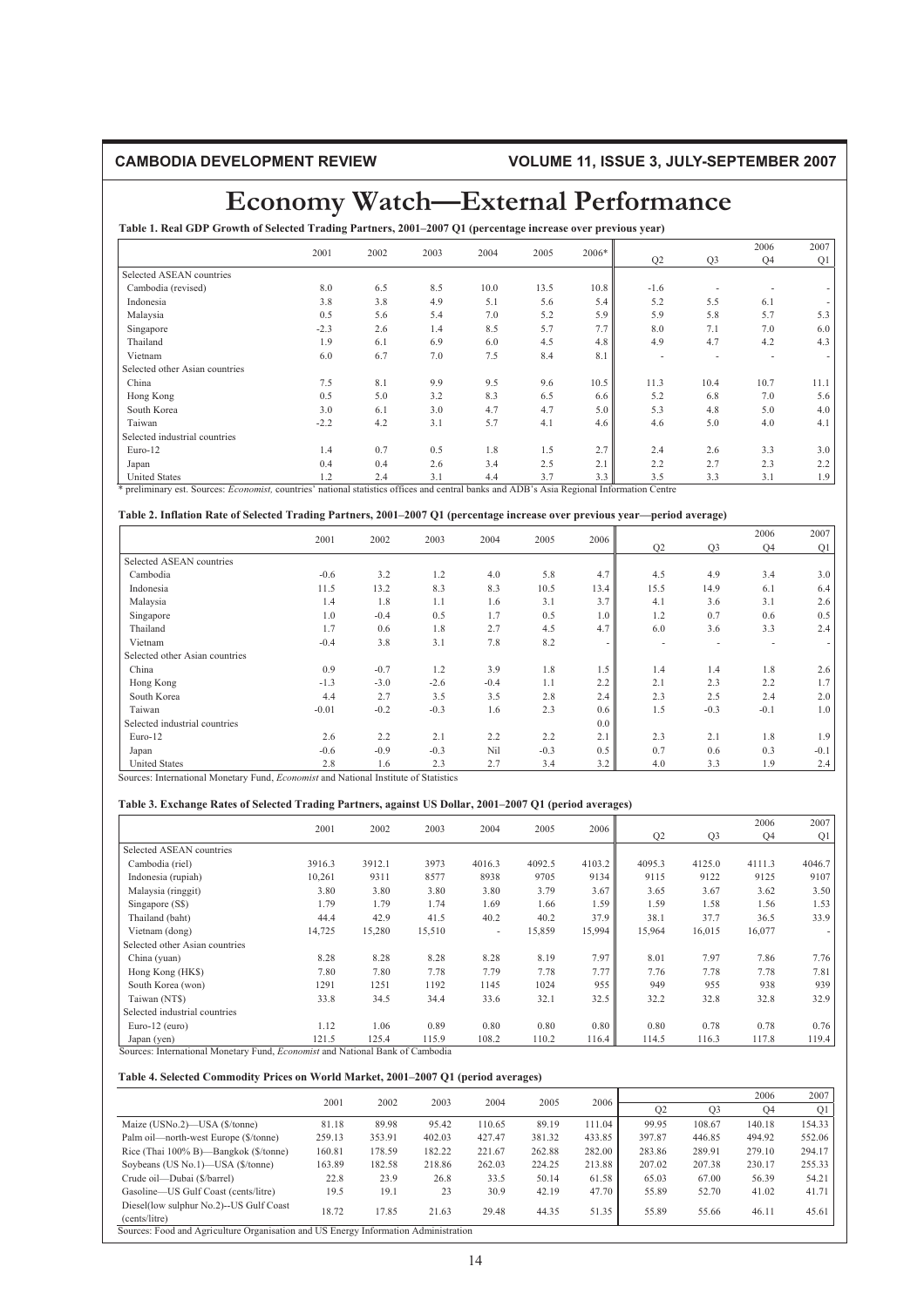# Economy Watch—External Performance

**Table 1. Real GDP Growth of Selected Trading Partners, 2001–2007 Q1 (percentage increase over previous year)**

| | 2001 | 2002 | 2003 | 2004 | 2005 | 2006* | 2006 Q2 | Q3 | Q4 | 2007 Q1 |
|---|---|---|---|---|---|---|---|---|---|---|
| Selected ASEAN countries | | | | | | | | | | |
| Cambodia (revised) | 8.0 | 6.5 | 8.5 | 10.0 | 13.5 | 10.8 | -1.6 | - | - | - |
| Indonesia | 3.8 | 3.8 | 4.9 | 5.1 | 5.6 | 5.4 | 5.2 | 5.5 | 6.1 | - |
| Malaysia | 0.5 | 5.6 | 5.4 | 7.0 | 5.2 | 5.9 | 5.9 | 5.8 | 5.7 | 5.3 |
| Singapore | -2.3 | 2.6 | 1.4 | 8.5 | 5.7 | 7.7 | 8.0 | 7.1 | 7.0 | 6.0 |
| Thailand | 1.9 | 6.1 | 6.9 | 6.0 | 4.5 | 4.8 | 4.9 | 4.7 | 4.2 | 4.3 |
| Vietnam | 6.0 | 6.7 | 7.0 | 7.5 | 8.4 | 8.1 | - | - | - | - |
| Selected other Asian countries | | | | | | | | | | |
| China | 7.5 | 8.1 | 9.9 | 9.5 | 9.6 | 10.5 | 11.3 | 10.4 | 10.7 | 11.1 |
| Hong Kong | 0.5 | 5.0 | 3.2 | 8.3 | 6.5 | 6.6 | 5.2 | 6.8 | 7.0 | 5.6 |
| South Korea | 3.0 | 6.1 | 3.0 | 4.7 | 4.7 | 5.0 | 5.3 | 4.8 | 5.0 | 4.0 |
| Taiwan | -2.2 | 4.2 | 3.1 | 5.7 | 4.1 | 4.6 | 4.6 | 5.0 | 4.0 | 4.1 |
| Selected industrial countries | | | | | | | | | | |
| Euro-12 | 1.4 | 0.7 | 0.5 | 1.8 | 1.5 | 2.7 | 2.4 | 2.6 | 3.3 | 3.0 |
| Japan | 0.4 | 0.4 | 2.6 | 3.4 | 2.5 | 2.1 | 2.2 | 2.7 | 2.3 | 2.2 |
| United States | 1.2 | 2.4 | 3.1 | 4.4 | 3.7 | 3.3 | 3.5 | 3.3 | 3.1 | 1.9 |

* preliminary est. Sources: *Economist*, countries' national statistics offices and central banks and ADB's Asia Regional Information Centre

**Table 2. Inflation Rate of Selected Trading Partners, 2001–2007 Q1 (percentage increase over previous year—period average)**

| | 2001 | 2002 | 2003 | 2004 | 2005 | 2006 | 2006 Q2 | Q3 | Q4 | 2007 Q1 |
|---|---|---|---|---|---|---|---|---|---|---|
| Selected ASEAN countries | | | | | | | | | | |
| Cambodia | -0.6 | 3.2 | 1.2 | 4.0 | 5.8 | 4.7 | 4.5 | 4.9 | 3.4 | 3.0 |
| Indonesia | 11.5 | 13.2 | 8.3 | 8.3 | 10.5 | 13.4 | 15.5 | 14.9 | 6.1 | 6.4 |
| Malaysia | 1.4 | 1.8 | 1.1 | 1.6 | 3.1 | 3.7 | 4.1 | 3.6 | 3.1 | 2.6 |
| Singapore | 1.0 | -0.4 | 0.5 | 1.7 | 0.5 | 1.0 | 1.2 | 0.7 | 0.6 | 0.5 |
| Thailand | 1.7 | 0.6 | 1.8 | 2.7 | 4.5 | 4.7 | 6.0 | 3.6 | 3.3 | 2.4 |
| Vietnam | -0.4 | 3.8 | 3.1 | 7.8 | 8.2 | - | - | - | - | - |
| Selected other Asian countries | | | | | | | | | | |
| China | 0.9 | -0.7 | 1.2 | 3.9 | 1.8 | 1.5 | 1.4 | 1.4 | 1.8 | 2.6 |
| Hong Kong | -1.3 | -3.0 | -2.6 | -0.4 | 1.1 | 2.2 | 2.1 | 2.3 | 2.2 | 1.7 |
| South Korea | 4.4 | 2.7 | 3.5 | 3.5 | 2.8 | 2.4 | 2.3 | 2.5 | 2.4 | 2.0 |
| Taiwan | -0.01 | -0.2 | -0.3 | 1.6 | 2.3 | 0.6 | 1.5 | -0.3 | -0.1 | 1.0 |
| Selected industrial countries | | | | | | 0.0 | | | | |
| Euro-12 | 2.6 | 2.2 | 2.1 | 2.2 | 2.2 | 2.1 | 2.3 | 2.1 | 1.8 | 1.9 |
| Japan | -0.6 | -0.9 | -0.3 | Nil | -0.3 | 0.5 | 0.7 | 0.6 | 0.3 | -0.1 |
| United States | 2.8 | 1.6 | 2.3 | 2.7 | 3.4 | 3.2 | 4.0 | 3.3 | 1.9 | 2.4 |

Sources: International Monetary Fund, *Economist* and National Institute of Statistics

**Table 3. Exchange Rates of Selected Trading Partners, against US Dollar, 2001–2007 Q1 (period averages)**

| | 2001 | 2002 | 2003 | 2004 | 2005 | 2006 | 2006 Q2 | Q3 | Q4 | 2007 Q1 |
|---|---|---|---|---|---|---|---|---|---|---|
| Selected ASEAN countries | | | | | | | | | | |
| Cambodia (riel) | 3916.3 | 3912.1 | 3973 | 4016.3 | 4092.5 | 4103.2 | 4095.3 | 4125.0 | 4111.3 | 4046.7 |
| Indonesia (rupiah) | 10,261 | 9311 | 8577 | 8938 | 9705 | 9134 | 9115 | 9122 | 9125 | 9107 |
| Malaysia (ringgit) | 3.80 | 3.80 | 3.80 | 3.80 | 3.79 | 3.67 | 3.65 | 3.67 | 3.62 | 3.50 |
| Singapore (S$) | 1.79 | 1.79 | 1.74 | 1.69 | 1.66 | 1.59 | 1.59 | 1.58 | 1.56 | 1.53 |
| Thailand (baht) | 44.4 | 42.9 | 41.5 | 40.2 | 40.2 | 37.9 | 38.1 | 37.7 | 36.5 | 33.9 |
| Vietnam (dong) | 14,725 | 15,280 | 15,510 | - | 15,859 | 15,994 | 15,964 | 16,015 | 16,077 | - |
| Selected other Asian countries | | | | | | | | | | |
| China (yuan) | 8.28 | 8.28 | 8.28 | 8.28 | 8.19 | 7.97 | 8.01 | 7.97 | 7.86 | 7.76 |
| Hong Kong (HK$) | 7.80 | 7.80 | 7.78 | 7.79 | 7.78 | 7.77 | 7.76 | 7.78 | 7.78 | 7.81 |
| South Korea (won) | 1291 | 1251 | 1192 | 1145 | 1024 | 955 | 949 | 955 | 938 | 939 |
| Taiwan (NT$) | 33.8 | 34.5 | 34.4 | 33.6 | 32.1 | 32.5 | 32.2 | 32.8 | 32.8 | 32.9 |
| Selected industrial countries | | | | | | | | | | |
| Euro-12 (euro) | 1.12 | 1.06 | 0.89 | 0.80 | 0.80 | 0.80 | 0.80 | 0.78 | 0.78 | 0.76 |
| Japan (yen) | 121.5 | 125.4 | 115.9 | 108.2 | 110.2 | 116.4 | 114.5 | 116.3 | 117.8 | 119.4 |

Sources: International Monetary Fund, *Economist* and National Bank of Cambodia

**Table 4. Selected Commodity Prices on World Market, 2001–2007 Q1 (period averages)**

| | 2001 | 2002 | 2003 | 2004 | 2005 | 2006 | 2006 Q2 | Q3 | Q4 | 2007 Q1 |
|---|---|---|---|---|---|---|---|---|---|---|
| Maize (USNo.2)—USA ($/tonne) | 81.18 | 89.98 | 95.42 | 110.65 | 89.19 | 111.04 | 99.95 | 108.67 | 140.18 | 154.33 |
| Palm oil—north-west Europe ($/tonne) | 259.13 | 353.91 | 402.03 | 427.47 | 381.32 | 433.85 | 397.87 | 446.85 | 494.92 | 552.06 |
| Rice (Thai 100% B)—Bangkok ($/tonne) | 160.81 | 178.59 | 182.22 | 221.67 | 262.88 | 282.00 | 283.86 | 289.91 | 279.10 | 294.17 |
| Soybeans (US No.1)—USA ($/tonne) | 163.89 | 182.58 | 218.86 | 262.03 | 224.25 | 213.88 | 207.02 | 207.38 | 230.17 | 255.33 |
| Crude oil—Dubai ($/barrel) | 22.8 | 23.9 | 26.8 | 33.5 | 50.14 | 61.58 | 65.03 | 67.00 | 56.39 | 54.21 |
| Gasoline—US Gulf Coast (cents/litre) | 19.5 | 19.1 | 23 | 30.9 | 42.19 | 47.70 | 55.89 | 52.70 | 41.02 | 41.71 |
| Diesel(low sulphur No.2)--US Gulf Coast (cents/litre) | 18.72 | 17.85 | 21.63 | 29.48 | 44.35 | 51.35 | 55.89 | 55.66 | 46.11 | 45.61 |

Sources: Food and Agriculture Organisation and US Energy Information Administration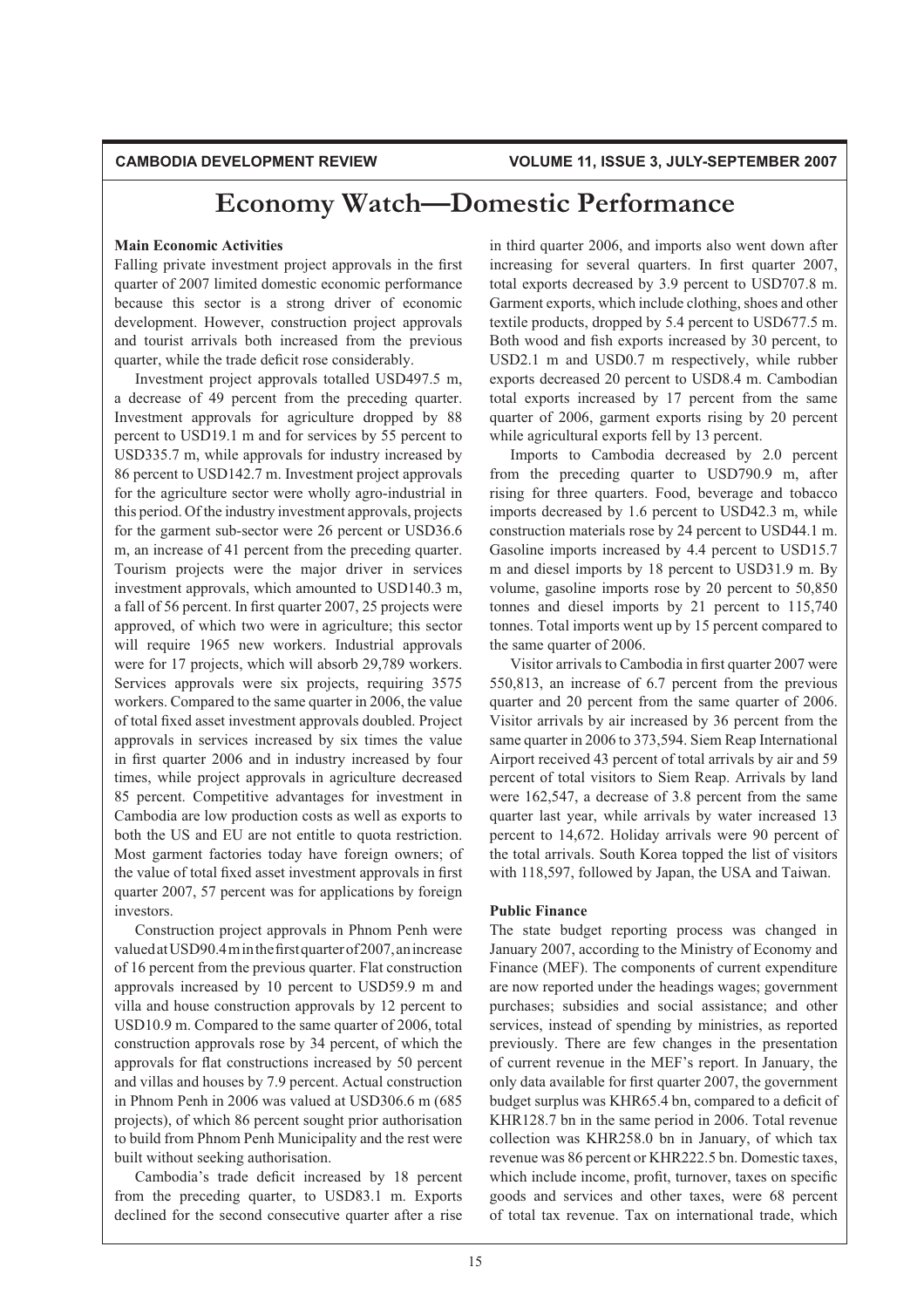# Economy Watch—Domestic Performance

### Main Economic Activities

Falling private investment project approvals in the first quarter of 2007 limited domestic economic performance because this sector is a strong driver of economic development. However, construction project approvals and tourist arrivals both increased from the previous quarter, while the trade deficit rose considerably.

Investment project approvals totalled USD497.5 m, a decrease of 49 percent from the preceding quarter. Investment approvals for agriculture dropped by 88 percent to USD19.1 m and for services by 55 percent to USD335.7 m, while approvals for industry increased by 86 percent to USD142.7 m. Investment project approvals for the agriculture sector were wholly agro-industrial in this period. Of the industry investment approvals, projects for the garment sub-sector were 26 percent or USD36.6 m, an increase of 41 percent from the preceding quarter. Tourism projects were the major driver in services investment approvals, which amounted to USD140.3 m, a fall of 56 percent. In first quarter 2007, 25 projects were approved, of which two were in agriculture; this sector will require 1965 new workers. Industrial approvals were for 17 projects, which will absorb 29,789 workers. Services approvals were six projects, requiring 3575 workers. Compared to the same quarter in 2006, the value of total fixed asset investment approvals doubled. Project approvals in services increased by six times the value in first quarter 2006 and in industry increased by four times, while project approvals in agriculture decreased 85 percent. Competitive advantages for investment in Cambodia are low production costs as well as exports to both the US and EU are not entitle to quota restriction. Most garment factories today have foreign owners; of the value of total fixed asset investment approvals in first quarter 2007, 57 percent was for applications by foreign investors.

Construction project approvals in Phnom Penh were valued at USD90.4 m in the first quarter of 2007, an increase of 16 percent from the previous quarter. Flat construction approvals increased by 10 percent to USD59.9 m and villa and house construction approvals by 12 percent to USD10.9 m. Compared to the same quarter of 2006, total construction approvals rose by 34 percent, of which the approvals for flat constructions increased by 50 percent and villas and houses by 7.9 percent. Actual construction in Phnom Penh in 2006 was valued at USD306.6 m (685 projects), of which 86 percent sought prior authorisation to build from Phnom Penh Municipality and the rest were built without seeking authorisation.

Cambodia's trade deficit increased by 18 percent from the preceding quarter, to USD83.1 m. Exports declined for the second consecutive quarter after a rise in third quarter 2006, and imports also went down after increasing for several quarters. In first quarter 2007, total exports decreased by 3.9 percent to USD707.8 m. Garment exports, which include clothing, shoes and other textile products, dropped by 5.4 percent to USD677.5 m. Both wood and fish exports increased by 30 percent, to USD2.1 m and USD0.7 m respectively, while rubber exports decreased 20 percent to USD8.4 m. Cambodian total exports increased by 17 percent from the same quarter of 2006, garment exports rising by 20 percent while agricultural exports fell by 13 percent.

Imports to Cambodia decreased by 2.0 percent from the preceding quarter to USD790.9 m, after rising for three quarters. Food, beverage and tobacco imports decreased by 1.6 percent to USD42.3 m, while construction materials rose by 24 percent to USD44.1 m. Gasoline imports increased by 4.4 percent to USD15.7 m and diesel imports by 18 percent to USD31.9 m. By volume, gasoline imports rose by 20 percent to 50,850 tonnes and diesel imports by 21 percent to 115,740 tonnes. Total imports went up by 15 percent compared to the same quarter of 2006.

Visitor arrivals to Cambodia in first quarter 2007 were 550,813, an increase of 6.7 percent from the previous quarter and 20 percent from the same quarter of 2006. Visitor arrivals by air increased by 36 percent from the same quarter in 2006 to 373,594. Siem Reap International Airport received 43 percent of total arrivals by air and 59 percent of total visitors to Siem Reap. Arrivals by land were 162,547, a decrease of 3.8 percent from the same quarter last year, while arrivals by water increased 13 percent to 14,672. Holiday arrivals were 90 percent of the total arrivals. South Korea topped the list of visitors with 118,597, followed by Japan, the USA and Taiwan.

### Public Finance

The state budget reporting process was changed in January 2007, according to the Ministry of Economy and Finance (MEF). The components of current expenditure are now reported under the headings wages; government purchases; subsidies and social assistance; and other services, instead of spending by ministries, as reported previously. There are few changes in the presentation of current revenue in the MEF's report. In January, the only data available for first quarter 2007, the government budget surplus was KHR65.4 bn, compared to a deficit of KHR128.7 bn in the same period in 2006. Total revenue collection was KHR258.0 bn in January, of which tax revenue was 86 percent or KHR222.5 bn. Domestic taxes, which include income, profit, turnover, taxes on specific goods and services and other taxes, were 68 percent of total tax revenue. Tax on international trade, which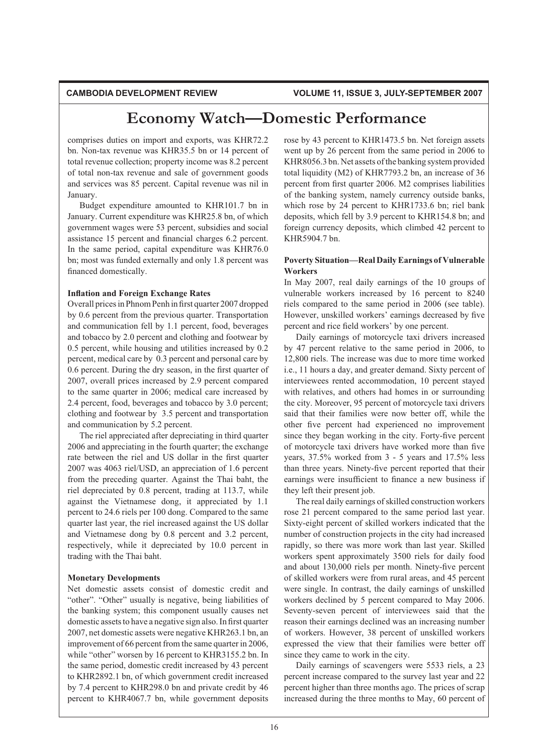# Economy Watch—Domestic Performance

comprises duties on import and exports, was KHR72.2 bn. Non-tax revenue was KHR35.5 bn or 14 percent of total revenue collection; property income was 8.2 percent of total non-tax revenue and sale of government goods and services was 85 percent. Capital revenue was nil in January.

Budget expenditure amounted to KHR101.7 bn in January. Current expenditure was KHR25.8 bn, of which government wages were 53 percent, subsidies and social assistance 15 percent and financial charges 6.2 percent. In the same period, capital expenditure was KHR76.0 bn; most was funded externally and only 1.8 percent was financed domestically.

**Inflation and Foreign Exchange Rates**

Overall prices in Phnom Penh in first quarter 2007 dropped by 0.6 percent from the previous quarter. Transportation and communication fell by 1.1 percent, food, beverages and tobacco by 2.0 percent and clothing and footwear by 0.5 percent, while housing and utilities increased by 0.2 percent, medical care by 0.3 percent and personal care by 0.6 percent. During the dry season, in the first quarter of 2007, overall prices increased by 2.9 percent compared to the same quarter in 2006; medical care increased by 2.4 percent, food, beverages and tobacco by 3.0 percent; clothing and footwear by 3.5 percent and transportation and communication by 5.2 percent.

The riel appreciated after depreciating in third quarter 2006 and appreciating in the fourth quarter; the exchange rate between the riel and US dollar in the first quarter 2007 was 4063 riel/USD, an appreciation of 1.6 percent from the preceding quarter. Against the Thai baht, the riel depreciated by 0.8 percent, trading at 113.7, while against the Vietnamese dong, it appreciated by 1.1 percent to 24.6 riels per 100 dong. Compared to the same quarter last year, the riel increased against the US dollar and Vietnamese dong by 0.8 percent and 3.2 percent, respectively, while it depreciated by 10.0 percent in trading with the Thai baht.

**Monetary Developments**

Net domestic assets consist of domestic credit and "other". "Other" usually is negative, being liabilities of the banking system; this component usually causes net domestic assets to have a negative sign also. In first quarter 2007, net domestic assets were negative KHR263.1 bn, an improvement of 66 percent from the same quarter in 2006, while "other" worsen by 16 percent to KHR3155.2 bn. In the same period, domestic credit increased by 43 percent to KHR2892.1 bn, of which government credit increased by 7.4 percent to KHR298.0 bn and private credit by 46 percent to KHR4067.7 bn, while government deposits rose by 43 percent to KHR1473.5 bn. Net foreign assets went up by 26 percent from the same period in 2006 to KHR8056.3 bn. Net assets of the banking system provided total liquidity (M2) of KHR7793.2 bn, an increase of 36 percent from first quarter 2006. M2 comprises liabilities of the banking system, namely currency outside banks, which rose by 24 percent to KHR1733.6 bn; riel bank deposits, which fell by 3.9 percent to KHR154.8 bn; and foreign currency deposits, which climbed 42 percent to KHR5904.7 bn.

**Poverty Situation—Real Daily Earnings of Vulnerable Workers**

In May 2007, real daily earnings of the 10 groups of vulnerable workers increased by 16 percent to 8240 riels compared to the same period in 2006 (see table). However, unskilled workers' earnings decreased by five percent and rice field workers' by one percent.

Daily earnings of motorcycle taxi drivers increased by 47 percent relative to the same period in 2006, to 12,800 riels. The increase was due to more time worked i.e., 11 hours a day, and greater demand. Sixty percent of interviewees rented accommodation, 10 percent stayed with relatives, and others had homes in or surrounding the city. Moreover, 95 percent of motorcycle taxi drivers said that their families were now better off, while the other five percent had experienced no improvement since they began working in the city. Forty-five percent of motorcycle taxi drivers have worked more than five years, 37.5% worked from 3 - 5 years and 17.5% less than three years. Ninety-five percent reported that their earnings were insufficient to finance a new business if they left their present job.

The real daily earnings of skilled construction workers rose 21 percent compared to the same period last year. Sixty-eight percent of skilled workers indicated that the number of construction projects in the city had increased rapidly, so there was more work than last year. Skilled workers spent approximately 3500 riels for daily food and about 130,000 riels per month. Ninety-five percent of skilled workers were from rural areas, and 45 percent were single. In contrast, the daily earnings of unskilled workers declined by 5 percent compared to May 2006. Seventy-seven percent of interviewees said that the reason their earnings declined was an increasing number of workers. However, 38 percent of unskilled workers expressed the view that their families were better off since they came to work in the city.

Daily earnings of scavengers were 5533 riels, a 23 percent increase compared to the survey last year and 22 percent higher than three months ago. The prices of scrap increased during the three months to May, 60 percent of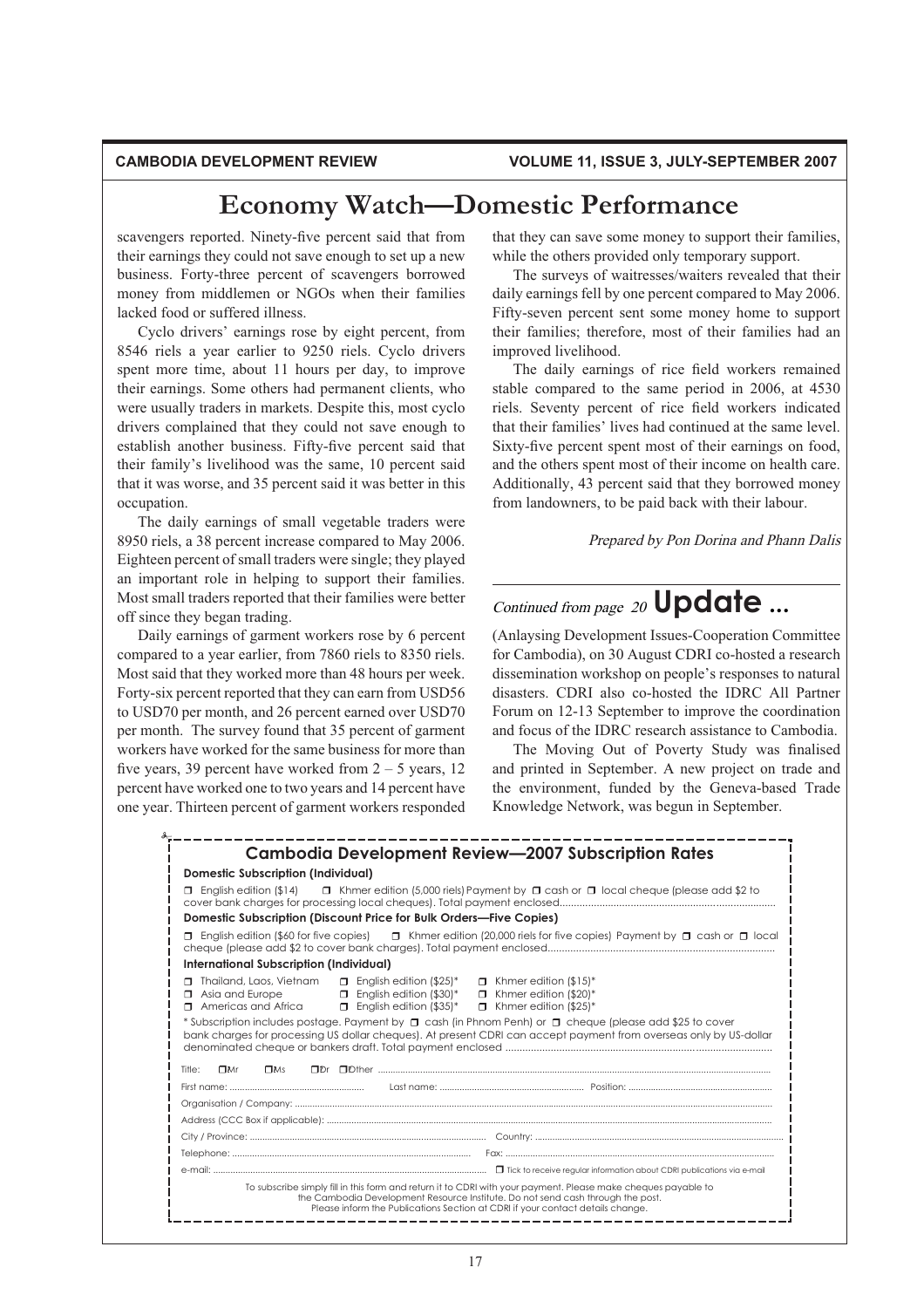# Economy Watch—Domestic Performance

scavengers reported. Ninety-five percent said that from their earnings they could not save enough to set up a new business. Forty-three percent of scavengers borrowed money from middlemen or NGOs when their families lacked food or suffered illness.

Cyclo drivers' earnings rose by eight percent, from 8546 riels a year earlier to 9250 riels. Cyclo drivers spent more time, about 11 hours per day, to improve their earnings. Some others had permanent clients, who were usually traders in markets. Despite this, most cyclo drivers complained that they could not save enough to establish another business. Fifty-five percent said that their family's livelihood was the same, 10 percent said that it was worse, and 35 percent said it was better in this occupation.

The daily earnings of small vegetable traders were 8950 riels, a 38 percent increase compared to May 2006. Eighteen percent of small traders were single; they played an important role in helping to support their families. Most small traders reported that their families were better off since they began trading.

Daily earnings of garment workers rose by 6 percent compared to a year earlier, from 7860 riels to 8350 riels. Most said that they worked more than 48 hours per week. Forty-six percent reported that they can earn from USD56 to USD70 per month, and 26 percent earned over USD70 per month. The survey found that 35 percent of garment workers have worked for the same business for more than five years, 39 percent have worked from 2 – 5 years, 12 percent have worked one to two years and 14 percent have one year. Thirteen percent of garment workers responded that they can save some money to support their families, while the others provided only temporary support.

The surveys of waitresses/waiters revealed that their daily earnings fell by one percent compared to May 2006. Fifty-seven percent sent some money home to support their families; therefore, most of their families had an improved livelihood.

The daily earnings of rice field workers remained stable compared to the same period in 2006, at 4530 riels. Seventy percent of rice field workers indicated that their families' lives had continued at the same level. Sixty-five percent spent most of their earnings on food, and the others spent most of their income on health care. Additionally, 43 percent said that they borrowed money from landowners, to be paid back with their labour.

*Prepared by Pon Dorina and Phann Dalis*

## *Continued from page 20* Update ...

(Anlaysing Development Issues-Cooperation Committee for Cambodia), on 30 August CDRI co-hosted a research dissemination workshop on people's responses to natural disasters. CDRI also co-hosted the IDRC All Partner Forum on 12-13 September to improve the coordination and focus of the IDRC research assistance to Cambodia.

The Moving Out of Poverty Study was finalised and printed in September. A new project on trade and the environment, funded by the Geneva-based Trade Knowledge Network, was begun in September.

## Cambodia Development Review—2007 Subscription Rates

**Domestic Subscription (Individual)**

☐ English edition ($14) ☐ Khmer edition (5,000 riels) Payment by ☐ cash or ☐ local cheque (please add $2 to cover bank charges for processing local cheques). Total payment enclosed..........

**Domestic Subscription (Discount Price for Bulk Orders—Five Copies)**

☐ English edition ($60 for five copies) ☐ Khmer edition (20,000 riels for five copies) Payment by ☐ cash or ☐ local cheque (please add $2 to cover bank charges). Total payment enclosed..........

**International Subscription (Individual)**

| | | |
|---|---|---|
| ☐ Thailand, Laos, Vietnam | ☐ English edition ($25)* | ☐ Khmer edition ($15)* |
| ☐ Asia and Europe | ☐ English edition ($30)* | ☐ Khmer edition ($20)* |
| ☐ Americas and Africa | ☐ English edition ($35)* | ☐ Khmer edition ($25)* |

\* Subscription includes postage. Payment by ☐ cash (in Phnom Penh) or ☐ cheque (please add $25 to cover bank charges for processing US dollar cheques). At present CDRI can accept payment from overseas only by US-dollar denominated cheque or bankers draft. Total payment enclosed ..........

Title: ☐ Mr ☐ Ms ☐ Dr ☐ Other ..........

First name: .......... Last name: .......... Position: ..........

Organisation / Company: ..........

Address (CCC Box if applicable): ..........

City / Province: .......... Country: ..........

Telephone: .......... Fax: ..........

e-mail: .......... ☐ Tick to receive regular information about CDRI publications via e-mail

To subscribe simply fill in this form and return it to CDRI with your payment. Please make cheques payable to the Cambodia Development Resource Institute. Do not send cash through the post. Please inform the Publications Section at CDRI if your contact details change.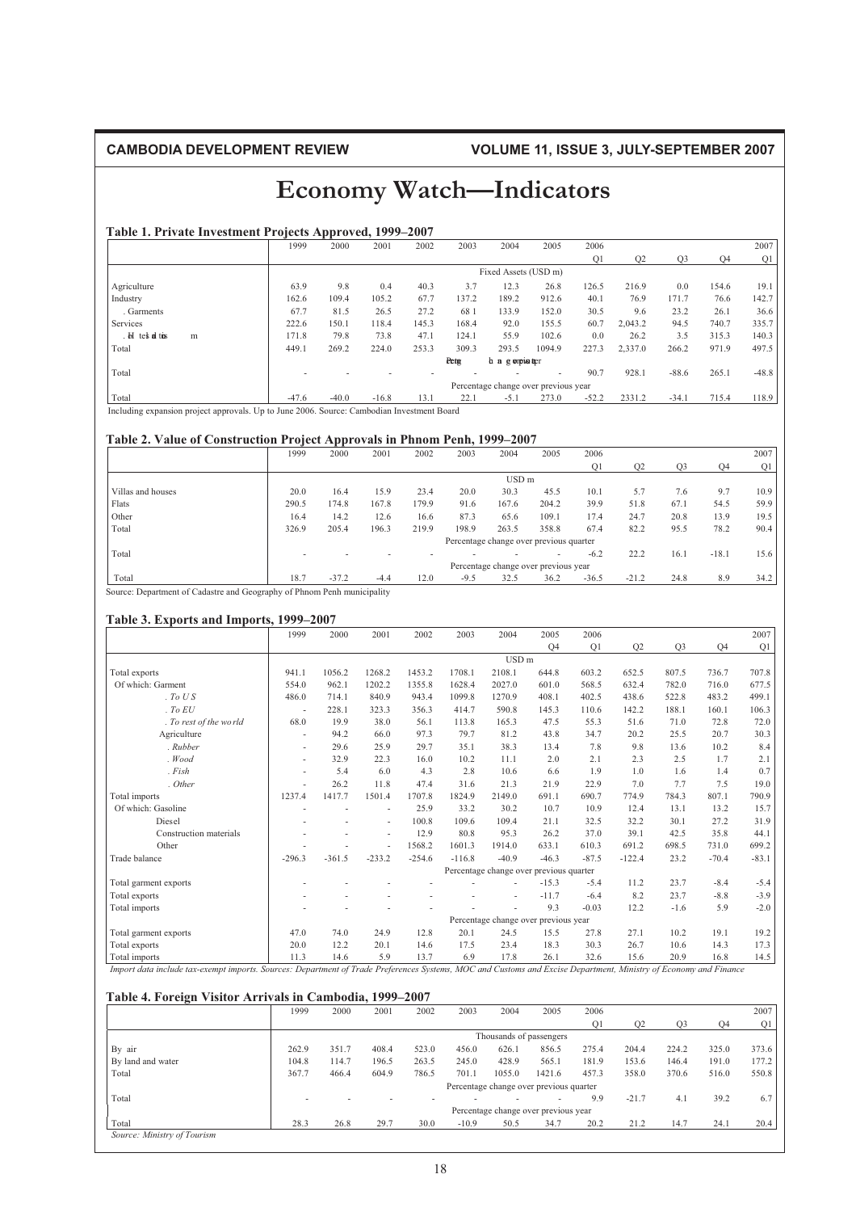# Economy Watch—Indicators

### Table 1. Private Investment Projects Approved, 1999–2007

| | 1999 | 2000 | 2001 | 2002 | 2003 | 2004 | 2005 | 2006 | | | | 2007 |
|---|---|---|---|---|---|---|---|---|---|---|---|---|
| | | | | | | | | Q1 | Q2 | Q3 | Q4 | Q1 |
| | Fixed Assets (USD m) | | | | | | | | | | | |
| Agriculture | 63.9 | 9.8 | 0.4 | 40.3 | 3.7 | 12.3 | 26.8 | 126.5 | 216.9 | 0.0 | 154.6 | 19.1 |
| Industry | 162.6 | 109.4 | 105.2 | 67.7 | 137.2 | 189.2 | 912.6 | 40.1 | 76.9 | 171.7 | 76.6 | 142.7 |
| . Garments | 67.7 | 81.5 | 26.5 | 27.2 | 68 1 | 133.9 | 152.0 | 30.5 | 9.6 | 23.2 | 26.1 | 36.6 |
| Services | 222.6 | 150.1 | 118.4 | 145.3 | 168.4 | 92.0 | 155.5 | 60.7 | 2,043.2 | 94.5 | 740.7 | 335.7 |
| . Hotels and tourism | 171.8 | 79.8 | 73.8 | 47.1 | 124.1 | 55.9 | 102.6 | 0.0 | 26.2 | 3.5 | 315.3 | 140.3 |
| Total | 449.1 | 269.2 | 224.0 | 253.3 | 309.3 | 293.5 | 1094.9 | 227.3 | 2,337.0 | 266.2 | 971.9 | 497.5 |
| | Percentage change over previous quarter | | | | | | | | | | | |
| Total | - | - | - | - | - | - | - | 90.7 | 928.1 | -88.6 | 265.1 | -48.8 |
| | Percentage change over previous year | | | | | | | | | | | |
| Total | -47.6 | -40.0 | -16.8 | 13.1 | 22.1 | -5.1 | 273.0 | -52.2 | 2331.2 | -34.1 | 715.4 | 118.9 |

Including expansion project approvals. Up to June 2006. Source: Cambodian Investment Board

### Table 2. Value of Construction Project Approvals in Phnom Penh, 1999–2007

| | 1999 | 2000 | 2001 | 2002 | 2003 | 2004 | 2005 | 2006 | | | | 2007 |
|---|---|---|---|---|---|---|---|---|---|---|---|---|
| | | | | | | | | Q1 | Q2 | Q3 | Q4 | Q1 |
| | USD m | | | | | | | | | | | |
| Villas and houses | 20.0 | 16.4 | 15.9 | 23.4 | 20.0 | 30.3 | 45.5 | 10.1 | 5.7 | 7.6 | 9.7 | 10.9 |
| Flats | 290.5 | 174.8 | 167.8 | 179.9 | 91.6 | 167.6 | 204.2 | 39.9 | 51.8 | 67.1 | 54.5 | 59.9 |
| Other | 16.4 | 14.2 | 12.6 | 16.6 | 87.3 | 65.6 | 109.1 | 17.4 | 24.7 | 20.8 | 13.9 | 19.5 |
| Total | 326.9 | 205.4 | 196.3 | 219.9 | 198.9 | 263.5 | 358.8 | 67.4 | 82.2 | 95.5 | 78.2 | 90.4 |
| | Percentage change over previous quarter | | | | | | | | | | | |
| Total | - | - | - | - | - | - | - | -6.2 | 22.2 | 16.1 | -18.1 | 15.6 |
| | Percentage change over previous year | | | | | | | | | | | |
| Total | 18.7 | -37.2 | -4.4 | 12.0 | -9.5 | 32.5 | 36.2 | -36.5 | -21.2 | 24.8 | 8.9 | 34.2 |

Source: Department of Cadastre and Geography of Phnom Penh municipality

### Table 3. Exports and Imports, 1999–2007

| | 1999 | 2000 | 2001 | 2002 | 2003 | 2004 | 2005 | 2006 | | | | 2007 |
|---|---|---|---|---|---|---|---|---|---|---|---|---|
| | | | | | | | Q4 | Q1 | Q2 | Q3 | Q4 | Q1 |
| | USD m | | | | | | | | | | | |
| Total exports | 941.1 | 1056.2 | 1268.2 | 1453.2 | 1708.1 | 2108.1 | 644.8 | 603.2 | 652.5 | 807.5 | 736.7 | 707.8 |
| Of which: Garment | 554.0 | 962.1 | 1202.2 | 1355.8 | 1628.4 | 2027.0 | 601.0 | 568.5 | 632.4 | 782.0 | 716.0 | 677.5 |
| *. To US* | 486.0 | 714.1 | 840.9 | 943.4 | 1099.8 | 1270.9 | 408.1 | 402.5 | 438.6 | 522.8 | 483.2 | 499.1 |
| *. To EU* | - | 228.1 | 323.3 | 356.3 | 414.7 | 590.8 | 145.3 | 110.6 | 142.2 | 188.1 | 160.1 | 106.3 |
| *. To rest of the world* | 68.0 | 19.9 | 38.0 | 56.1 | 113.8 | 165.3 | 47.5 | 55.3 | 51.6 | 71.0 | 72.8 | 72.0 |
| Agriculture | - | 94.2 | 66.0 | 97.3 | 79.7 | 81.2 | 43.8 | 34.7 | 20.2 | 25.5 | 20.7 | 30.3 |
| *. Rubber* | - | 29.6 | 25.9 | 29.7 | 35.1 | 38.3 | 13.4 | 7.8 | 9.8 | 13.6 | 10.2 | 8.4 |
| *. Wood* | - | 32.9 | 22.3 | 16.0 | 10.2 | 11.1 | 2.0 | 2.1 | 2.3 | 2.5 | 1.7 | 2.1 |
| *. Fish* | - | 5.4 | 6.0 | 4.3 | 2.8 | 10.6 | 6.6 | 1.9 | 1.0 | 1.6 | 1.4 | 0.7 |
| *. Other* | - | 26.2 | 11.8 | 47.4 | 31.6 | 21.3 | 21.9 | 22.9 | 7.0 | 7.7 | 7.5 | 19.0 |
| Total imports | 1237.4 | 1417.7 | 1501.4 | 1707.8 | 1824.9 | 2149.0 | 691.1 | 690.7 | 774.9 | 784.3 | 807.1 | 790.9 |
| Of which: Gasoline | - | - | - | 25.9 | 33.2 | 30.2 | 10.7 | 10.9 | 12.4 | 13.1 | 13.2 | 15.7 |
| Diesel | - | - | - | 100.8 | 109.6 | 109.4 | 21.1 | 32.5 | 32.2 | 30.1 | 27.2 | 31.9 |
| Construction materials | - | - | - | 12.9 | 80.8 | 95.3 | 26.2 | 37.0 | 39.1 | 42.5 | 35.8 | 44.1 |
| Other | - | - | - | 1568.2 | 1601.3 | 1914.0 | 633.1 | 610.3 | 691.2 | 698.5 | 731.0 | 699.2 |
| Trade balance | -296.3 | -361.5 | -233.2 | -254.6 | -116.8 | -40.9 | -46.3 | -87.5 | -122.4 | 23.2 | -70.4 | -83.1 |
| | Percentage change over previous quarter | | | | | | | | | | | |
| Total garment exports | - | - | - | - | - | - | -15.3 | -5.4 | 11.2 | 23.7 | -8.4 | -5.4 |
| Total exports | - | - | - | - | - | - | -11.7 | -6.4 | 8.2 | 23.7 | -8.8 | -3.9 |
| Total imports | - | - | - | - | - | - | 9.3 | -0.03 | 12.2 | -1.6 | 5.9 | -2.0 |
| | Percentage change over previous year | | | | | | | | | | | |
| Total garment exports | 47.0 | 74.0 | 24.9 | 12.8 | 20.1 | 24.5 | 15.5 | 27.8 | 27.1 | 10.2 | 19.1 | 19.2 |
| Total exports | 20.0 | 12.2 | 20.1 | 14.6 | 17.5 | 23.4 | 18.3 | 30.3 | 26.7 | 10.6 | 14.3 | 17.3 |
| Total imports | 11.3 | 14.6 | 5.9 | 13.7 | 6.9 | 17.8 | 26.1 | 32.6 | 15.6 | 20.9 | 16.8 | 14.5 |

*Import data include tax-exempt imports. Sources: Department of Trade Preferences Systems, MOC and Customs and Excise Department, Ministry of Economy and Finance*

### Table 4. Foreign Visitor Arrivals in Cambodia, 1999–2007

| | 1999 | 2000 | 2001 | 2002 | 2003 | 2004 | 2005 | 2006 | | | | 2007 |
|---|---|---|---|---|---|---|---|---|---|---|---|---|
| | | | | | | | | Q1 | Q2 | Q3 | Q4 | Q1 |
| | Thousands of passengers | | | | | | | | | | | |
| By air | 262.9 | 351.7 | 408.4 | 523.0 | 456.0 | 626.1 | 856.5 | 275.4 | 204.4 | 224.2 | 325.0 | 373.6 |
| By land and water | 104.8 | 114.7 | 196.5 | 263.5 | 245.0 | 428.9 | 565.1 | 181.9 | 153.6 | 146.4 | 191.0 | 177.2 |
| Total | 367.7 | 466.4 | 604.9 | 786.5 | 701.1 | 1055.0 | 1421.6 | 457.3 | 358.0 | 370.6 | 516.0 | 550.8 |
| | Percentage change over previous quarter | | | | | | | | | | | |
| Total | - | - | - | - | - | - | - | 9.9 | -21.7 | 4.1 | 39.2 | 6.7 |
| | Percentage change over previous year | | | | | | | | | | | |
| Total | 28.3 | 26.8 | 29.7 | 30.0 | -10.9 | 50.5 | 34.7 | 20.2 | 21.2 | 14.7 | 24.1 | 20.4 |

*Source: Ministry of Tourism*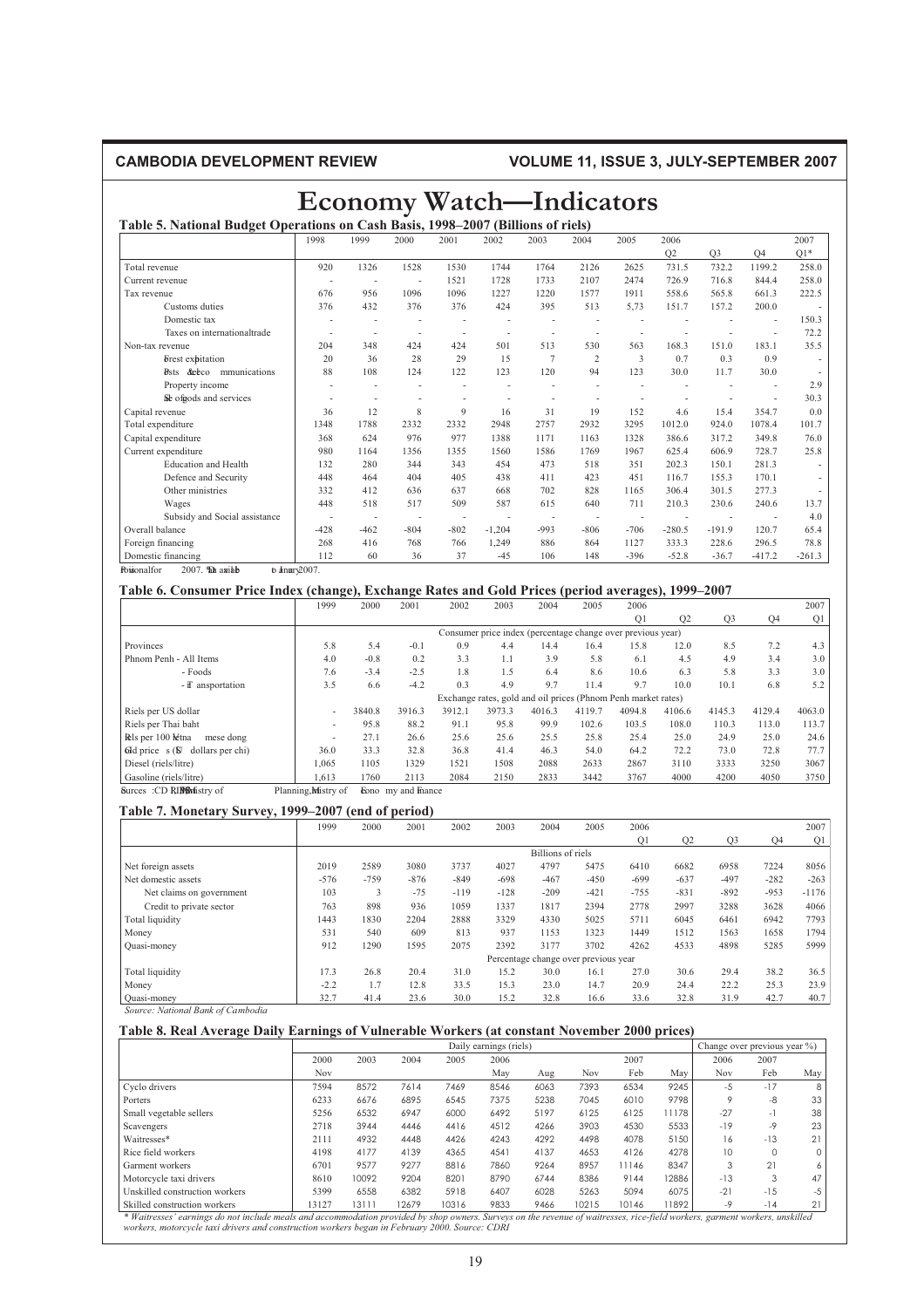# Economy Watch—Indicators

**Table 5. National Budget Operations on Cash Basis, 1998–2007 (Billions of riels)**

| | 1998 | 1999 | 2000 | 2001 | 2002 | 2003 | 2004 | 2005 | 2006 | | | 2007 |
|---|---|---|---|---|---|---|---|---|---|---|---|---|
| | | | | | | | | | Q2 | Q3 | Q4 | Q1* |
| Total revenue | 920 | 1326 | 1528 | 1530 | 1744 | 1764 | 2126 | 2625 | 731.5 | 732.2 | 1199.2 | 258.0 |
| Current revenue | - | - | - | 1521 | 1728 | 1733 | 2107 | 2474 | 726.9 | 716.8 | 844.4 | 258.0 |
| Tax revenue | 676 | 956 | 1096 | 1096 | 1227 | 1220 | 1577 | 1911 | 558.6 | 565.8 | 661.3 | 222.5 |
| Customs duties | 376 | 432 | 376 | 376 | 424 | 395 | 513 | 5,73 | 151.7 | 157.2 | 200.0 | - |
| Domestic tax | - | - | - | - | - | - | - | - | - | - | - | 150.3 |
| Taxes on internationaltrade | - | - | - | - | - | - | - | - | - | - | - | 72.2 |
| Non-tax revenue | 204 | 348 | 424 | 424 | 501 | 513 | 530 | 563 | 168.3 | 151.0 | 183.1 | 35.5 |
| Forest exploitation | 20 | 36 | 28 | 29 | 15 | 7 | 2 | 3 | 0.7 | 0.3 | 0.9 | - |
| Posts & telecommunications | 88 | 108 | 124 | 122 | 123 | 120 | 94 | 123 | 30.0 | 11.7 | 30.0 | - |
| Property income | - | - | - | - | - | - | - | - | - | - | - | 2.9 |
| Sale of goods and services | - | - | - | - | - | - | - | - | - | - | - | 30.3 |
| Capital revenue | 36 | 12 | 8 | 9 | 16 | 31 | 19 | 152 | 4.6 | 15.4 | 354.7 | 0.0 |
| Total expenditure | 1348 | 1788 | 2332 | 2332 | 2948 | 2757 | 2932 | 3295 | 1012.0 | 924.0 | 1078.4 | 101.7 |
| Capital expenditure | 368 | 624 | 976 | 977 | 1388 | 1171 | 1163 | 1328 | 386.6 | 317.2 | 349.8 | 76.0 |
| Current expenditure | 980 | 1164 | 1356 | 1355 | 1560 | 1586 | 1769 | 1967 | 625.4 | 606.9 | 728.7 | 25.8 |
| Education and Health | 132 | 280 | 344 | 343 | 454 | 473 | 518 | 351 | 202.3 | 150.1 | 281.3 | - |
| Defence and Security | 448 | 464 | 404 | 405 | 438 | 411 | 423 | 451 | 116.7 | 155.3 | 170.1 | - |
| Other ministries | 332 | 412 | 636 | 637 | 668 | 702 | 828 | 1165 | 306.4 | 301.5 | 277.3 | - |
| Wages | 448 | 518 | 517 | 509 | 587 | 615 | 640 | 711 | 210.3 | 230.6 | 240.6 | 13.7 |
| Subsidy and Social assistance | - | - | - | - | - | - | - | - | - | - | - | 4.0 |
| Overall balance | -428 | -462 | -804 | -802 | -1,204 | -993 | -806 | -706 | -280.5 | -191.9 | 120.7 | 65.4 |
| Foreign financing | 268 | 416 | 768 | 766 | 1,249 | 886 | 864 | 1127 | 333.3 | 228.6 | 296.5 | 78.8 |
| Domestic financing | 112 | 60 | 36 | 37 | -45 | 106 | 148 | -396 | -52.8 | -36.7 | -417.2 | -261.3 |

Provisional for 2007. *Data available to January 2007.

**Table 6. Consumer Price Index (change), Exchange Rates and Gold Prices (period averages), 1999–2007**

| | 1999 | 2000 | 2001 | 2002 | 2003 | 2004 | 2005 | 2006 | | | | 2007 |
|---|---|---|---|---|---|---|---|---|---|---|---|---|
| | | | | | | | | Q1 | Q2 | Q3 | Q4 | Q1 |
| | Consumer price index (percentage change over previous year) | | | | | | | | | | | |
| Provinces | 5.8 | 5.4 | -0.1 | 0.9 | 4.4 | 14.4 | 16.4 | 15.8 | 12.0 | 8.5 | 7.2 | 4.3 |
| Phnom Penh - All Items | 4.0 | -0.8 | 0.2 | 3.3 | 1.1 | 3.9 | 5.8 | 6.1 | 4.5 | 4.9 | 3.4 | 3.0 |
| - Foods | 7.6 | -3.4 | -2.5 | 1.8 | 1.5 | 6.4 | 8.6 | 10.6 | 6.3 | 5.8 | 3.3 | 3.0 |
| - Transportation | 3.5 | 6.6 | -4.2 | 0.3 | 4.9 | 9.7 | 11.4 | 9.7 | 10.0 | 10.1 | 6.8 | 5.2 |
| | Exchange rates, gold and oil prices (Phnom Penh market rates) | | | | | | | | | | | |
| Riels per US dollar | - | 3840.8 | 3916.3 | 3912.1 | 3973.3 | 4016.3 | 4119.7 | 4094.8 | 4106.6 | 4145.3 | 4129.4 | 4063.0 |
| Riels per Thai baht | - | 95.8 | 88.2 | 91.1 | 95.8 | 99.9 | 102.6 | 103.5 | 108.0 | 110.3 | 113.0 | 113.7 |
| Riels per 100 Vietnamese dong | - | 27.1 | 26.6 | 25.6 | 25.6 | 25.5 | 25.8 | 25.4 | 25.0 | 24.9 | 25.0 | 24.6 |
| Gold prices (US dollars per chi) | 36.0 | 33.3 | 32.8 | 36.8 | 41.4 | 46.3 | 54.0 | 64.2 | 72.2 | 73.0 | 72.8 | 77.7 |
| Diesel (riels/litre) | 1,065 | 1105 | 1329 | 1521 | 1508 | 2088 | 2633 | 2867 | 3110 | 3333 | 3250 | 3067 |
| Gasoline (riels/litre) | 1,613 | 1760 | 2113 | 2084 | 2150 | 2833 | 3442 | 3767 | 4000 | 4200 | 4050 | 3750 |

Sources: CDRI, IMF, Ministry of Planning, Ministry of Economy and Finance

**Table 7. Monetary Survey, 1999–2007 (end of period)**

| | 1999 | 2000 | 2001 | 2002 | 2003 | 2004 | 2005 | 2006 | | | | 2007 |
|---|---|---|---|---|---|---|---|---|---|---|---|---|
| | | | | | | | | Q1 | Q2 | Q3 | Q4 | Q1 |
| | Billions of riels | | | | | | | | | | | |
| Net foreign assets | 2019 | 2589 | 3080 | 3737 | 4027 | 4797 | 5475 | 6410 | 6682 | 6958 | 7224 | 8056 |
| Net domestic assets | -576 | -759 | -876 | -849 | -698 | -467 | -450 | -699 | -637 | -497 | -282 | -263 |
| Net claims on government | 103 | 3 | -75 | -119 | -128 | -209 | -421 | -755 | -831 | -892 | -953 | -1176 |
| Credit to private sector | 763 | 898 | 936 | 1059 | 1337 | 1817 | 2394 | 2778 | 2997 | 3288 | 3628 | 4066 |
| Total liquidity | 1443 | 1830 | 2204 | 2888 | 3329 | 4330 | 5025 | 5711 | 6045 | 6461 | 6942 | 7793 |
| Money | 531 | 540 | 609 | 813 | 937 | 1153 | 1323 | 1449 | 1512 | 1563 | 1658 | 1794 |
| Quasi-money | 912 | 1290 | 1595 | 2075 | 2392 | 3177 | 3702 | 4262 | 4533 | 4898 | 5285 | 5999 |
| | Percentage change over previous year | | | | | | | | | | | |
| Total liquidity | 17.3 | 26.8 | 20.4 | 31.0 | 15.2 | 30.0 | 16.1 | 27.0 | 30.6 | 29.4 | 38.2 | 36.5 |
| Money | -2.2 | 1.7 | 12.8 | 33.5 | 15.3 | 23.0 | 14.7 | 20.9 | 24.4 | 22.2 | 25.3 | 23.9 |
| Quasi-money | 32.7 | 41.4 | 23.6 | 30.0 | 15.2 | 32.8 | 16.6 | 33.6 | 32.8 | 31.9 | 42.7 | 40.7 |

*Source: National Bank of Cambodia*

**Table 8. Real Average Daily Earnings of Vulnerable Workers (at constant November 2000 prices)**

| | Daily earnings (riels) | | | | | | | | | Change over previous year %) | | |
|---|---|---|---|---|---|---|---|---|---|---|---|---|
| | 2000 | 2003 | 2004 | 2005 | 2006 | | | 2007 | | 2006 | 2007 | |
| | Nov | | | | May | Aug | Nov | Feb | May | Nov | Feb | May |
| Cyclo drivers | 7594 | 8572 | 7614 | 7469 | 8546 | 6063 | 7393 | 6534 | 9245 | -5 | -17 | 8 |
| Porters | 6233 | 6676 | 6895 | 6545 | 7375 | 5238 | 7045 | 6010 | 9798 | 9 | -8 | 33 |
| Small vegetable sellers | 5256 | 6532 | 6947 | 6000 | 6492 | 5197 | 6125 | 6125 | 11178 | -27 | -1 | 38 |
| Scavengers | 2718 | 3944 | 4446 | 4416 | 4512 | 4266 | 3903 | 4530 | 5533 | -19 | -9 | 23 |
| Waitresses* | 2111 | 4932 | 4448 | 4426 | 4243 | 4292 | 4498 | 4078 | 5150 | 16 | -13 | 21 |
| Rice field workers | 4198 | 4177 | 4139 | 4365 | 4541 | 4137 | 4653 | 4126 | 4278 | 10 | 0 | 0 |
| Garment workers | 6701 | 9577 | 9277 | 8816 | 7860 | 9264 | 8957 | 11146 | 8347 | 3 | 21 | 6 |
| Motorcycle taxi drivers | 8610 | 10092 | 9204 | 8201 | 8790 | 6744 | 8386 | 9144 | 12886 | -13 | 3 | 47 |
| Unskilled construction workers | 5399 | 6558 | 6382 | 5918 | 6407 | 6028 | 5263 | 5094 | 6075 | -21 | -15 | -5 |
| Skilled construction workers | 13127 | 13111 | 12679 | 10316 | 9833 | 9466 | 10215 | 10146 | 11892 | -9 | -14 | 21 |

*\* Waitresses' earnings do not include meals and accommodation provided by shop owners. Surveys on the revenue of waitresses, rice-field workers, garment workers, unskilled workers, motorcycle taxi drivers and construction workers began in February 2000. Source: CDRI*